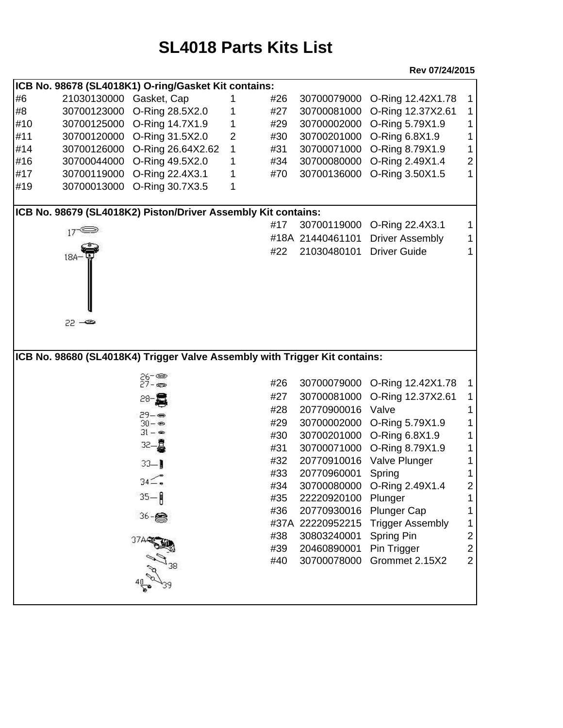# SL4018 Parts Kits List

**Rev 07/24/2015**

**ICB No. 98678 (SL4018K1) O-ring/Gasket Kit contains:**

| # | Part No. | Description | Qty | # | Part No. | Description | Qty |
|---|---|---|---|---|---|---|---|
| #6 | 21030130000 | Gasket, Cap | 1 | #26 | 30700079000 | O-Ring 12.42X1.78 | 1 |
| #8 | 30700123000 | O-Ring 28.5X2.0 | 1 | #27 | 30700081000 | O-Ring 12.37X2.61 | 1 |
| #10 | 30700125000 | O-Ring 14.7X1.9 | 1 | #29 | 30700002000 | O-Ring 5.79X1.9 | 1 |
| #11 | 30700120000 | O-Ring 31.5X2.0 | 2 | #30 | 30700201000 | O-Ring 6.8X1.9 | 1 |
| #14 | 30700126000 | O-Ring 26.64X2.62 | 1 | #31 | 30700071000 | O-Ring 8.79X1.9 | 1 |
| #16 | 30700044000 | O-Ring 49.5X2.0 | 1 | #34 | 30700080000 | O-Ring 2.49X1.4 | 2 |
| #17 | 30700119000 | O-Ring 22.4X3.1 | 1 | #70 | 30700136000 | O-Ring 3.50X1.5 | 1 |
| #19 | 30700013000 | O-Ring 30.7X3.5 | 1 | | | | |

**ICB No. 98679 (SL4018K2) Piston/Driver Assembly Kit contains:**

| # | Part No. | Description | Qty |
|---|---|---|---|
| #17 | 30700119000 | O-Ring 22.4X3.1 | 1 |
| #18A | 21440461101 | Driver Assembly | 1 |
| #22 | 21030480101 | Driver Guide | 1 |

**ICB No. 98680 (SL4018K4) Trigger Valve Assembly with Trigger Kit contains:**

| # | Part No. | Description | Qty |
|---|---|---|---|
| #26 | 30700079000 | O-Ring 12.42X1.78 | 1 |
| #27 | 30700081000 | O-Ring 12.37X2.61 | 1 |
| #28 | 20770900016 | Valve | 1 |
| #29 | 30700002000 | O-Ring 5.79X1.9 | 1 |
| #30 | 30700201000 | O-Ring 6.8X1.9 | 1 |
| #31 | 30700071000 | O-Ring 8.79X1.9 | 1 |
| #32 | 20770910016 | Valve Plunger | 1 |
| #33 | 20770960001 | Spring | 1 |
| #34 | 30700080000 | O-Ring 2.49X1.4 | 2 |
| #35 | 22220920100 | Plunger | 1 |
| #36 | 20770930016 | Plunger Cap | 1 |
| #37A | 22220952215 | Trigger Assembly | 1 |
| #38 | 30803240001 | Spring Pin | 2 |
| #39 | 20460890001 | Pin Trigger | 2 |
| #40 | 30700078000 | Grommet 2.15X2 | 2 |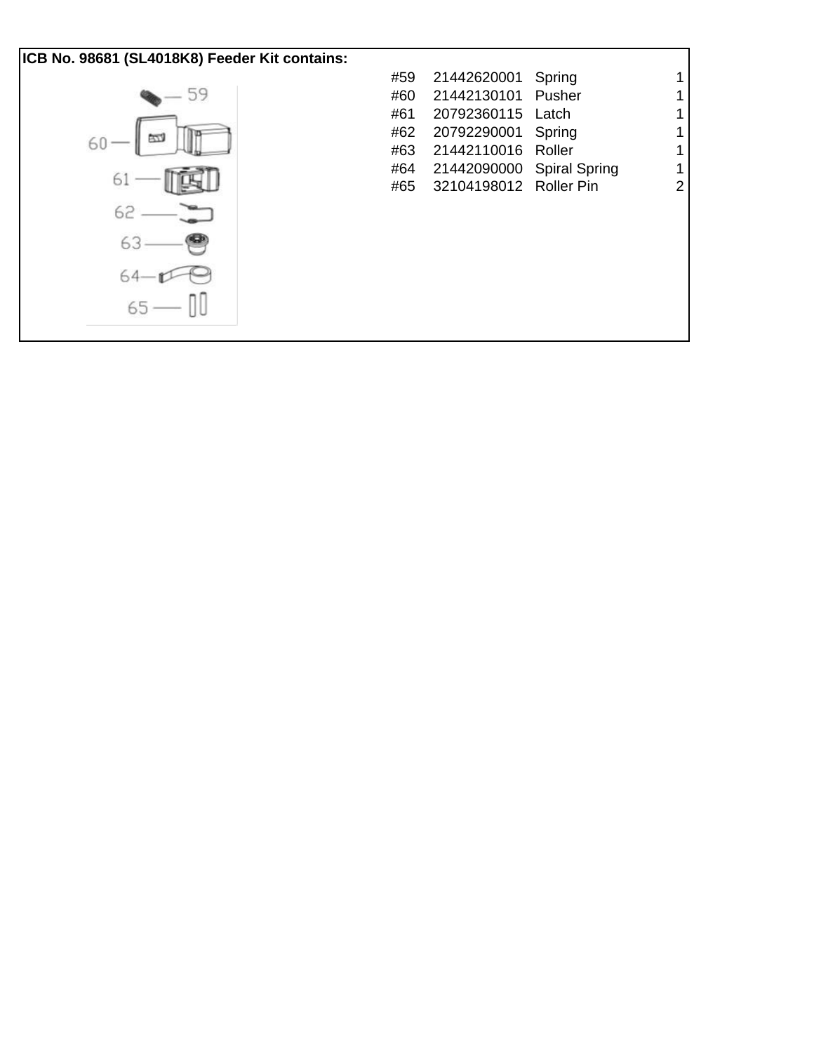**ICB No. 98681 (SL4018K8) Feeder Kit contains:**

| | | | |
|---|---|---|---|
| #59 | 21442620001 | Spring | 1 |
| #60 | 21442130101 | Pusher | 1 |
| #61 | 20792360115 | Latch | 1 |
| #62 | 20792290001 | Spring | 1 |
| #63 | 21442110016 | Roller | 1 |
| #64 | 21442090000 | Spiral Spring | 1 |
| #65 | 32104198012 | Roller Pin | 2 |

59
60
61
62
63
64
65